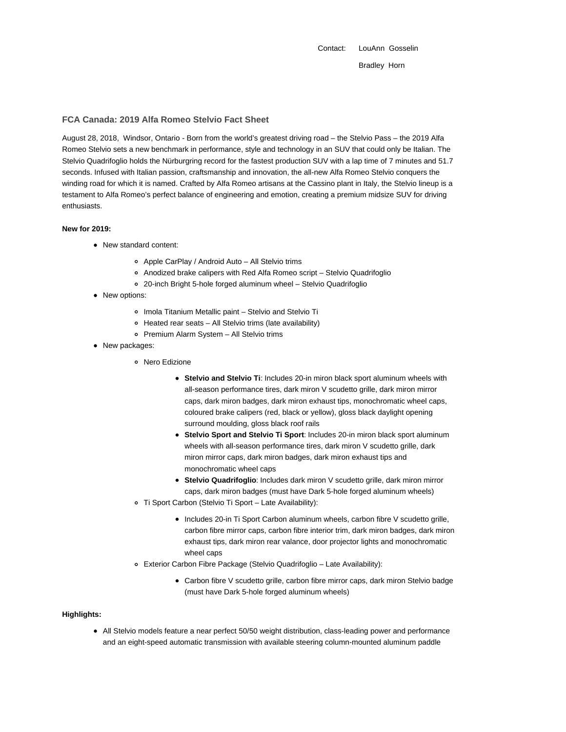Contact: LouAnn Gosselin

Bradley Horn

## FCA Canada: 2019 Alfa Romeo Stelvio Fact Sheet

August 28, 2018, Windsor, Ontario - Born from the world's greatest driving road – the Stelvio Pass – the 2019 Alfa Romeo Stelvio sets a new benchmark in performance, style and technology in an SUV that could only be Italian. The Stelvio Quadrifoglio holds the Nürburgring record for the fastest production SUV with a lap time of 7 minutes and 51.7 seconds. Infused with Italian passion, craftsmanship and innovation, the all-new Alfa Romeo Stelvio conquers the winding road for which it is named. Crafted by Alfa Romeo artisans at the Cassino plant in Italy, the Stelvio lineup is a testament to Alfa Romeo's perfect balance of engineering and emotion, creating a premium midsize SUV for driving enthusiasts.

**New for 2019:**

- New standard content:
  - Apple CarPlay / Android Auto – All Stelvio trims
  - Anodized brake calipers with Red Alfa Romeo script – Stelvio Quadrifoglio
  - 20-inch Bright 5-hole forged aluminum wheel – Stelvio Quadrifoglio
- New options:
  - Imola Titanium Metallic paint – Stelvio and Stelvio Ti
  - Heated rear seats – All Stelvio trims (late availability)
  - Premium Alarm System – All Stelvio trims
- New packages:
  - Nero Edizione
    - **Stelvio and Stelvio Ti**: Includes 20-in miron black sport aluminum wheels with all-season performance tires, dark miron V scudetto grille, dark miron mirror caps, dark miron badges, dark miron exhaust tips, monochromatic wheel caps, coloured brake calipers (red, black or yellow), gloss black daylight opening surround moulding, gloss black roof rails
    - **Stelvio Sport and Stelvio Ti Sport**: Includes 20-in miron black sport aluminum wheels with all-season performance tires, dark miron V scudetto grille, dark miron mirror caps, dark miron badges, dark miron exhaust tips and monochromatic wheel caps
    - **Stelvio Quadrifoglio**: Includes dark miron V scudetto grille, dark miron mirror caps, dark miron badges (must have Dark 5-hole forged aluminum wheels)
  - Ti Sport Carbon (Stelvio Ti Sport – Late Availability):
    - Includes 20-in Ti Sport Carbon aluminum wheels, carbon fibre V scudetto grille, carbon fibre mirror caps, carbon fibre interior trim, dark miron badges, dark miron exhaust tips, dark miron rear valance, door projector lights and monochromatic wheel caps
  - Exterior Carbon Fibre Package (Stelvio Quadrifoglio – Late Availability):
    - Carbon fibre V scudetto grille, carbon fibre mirror caps, dark miron Stelvio badge (must have Dark 5-hole forged aluminum wheels)

**Highlights:**

- All Stelvio models feature a near perfect 50/50 weight distribution, class-leading power and performance and an eight-speed automatic transmission with available steering column-mounted aluminum paddle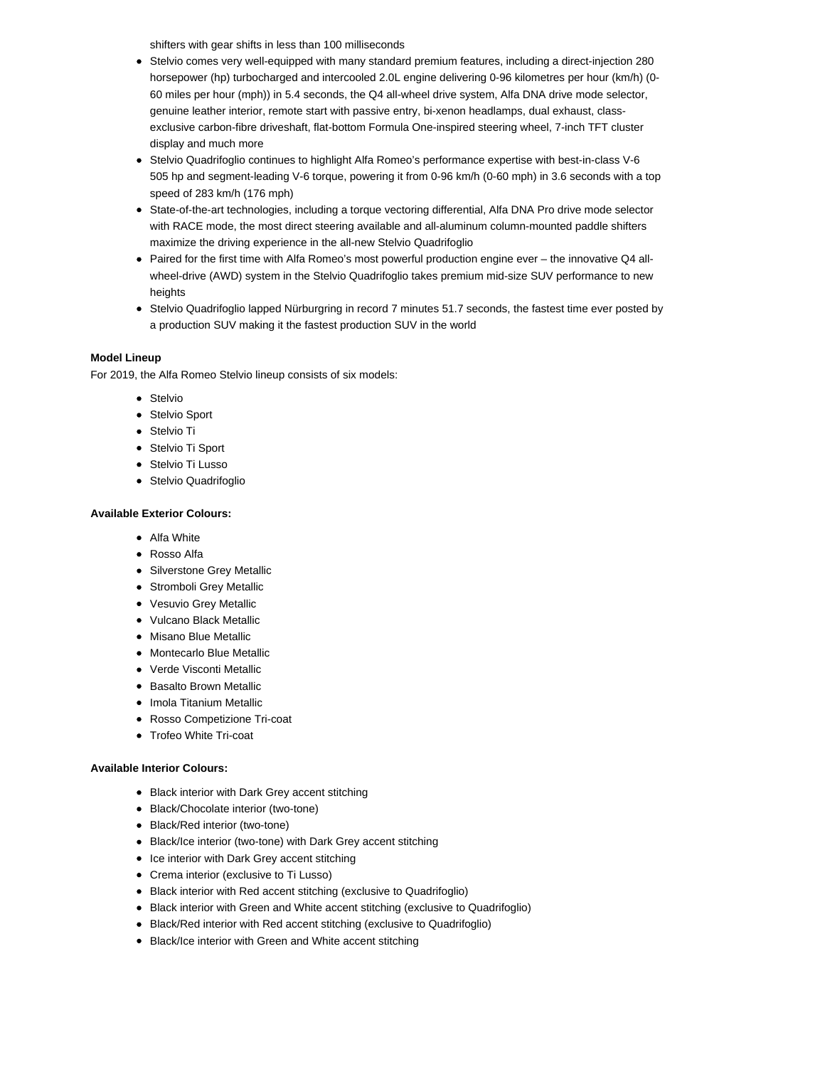shifters with gear shifts in less than 100 milliseconds

- Stelvio comes very well-equipped with many standard premium features, including a direct-injection 280 horsepower (hp) turbocharged and intercooled 2.0L engine delivering 0-96 kilometres per hour (km/h) (0-60 miles per hour (mph)) in 5.4 seconds, the Q4 all-wheel drive system, Alfa DNA drive mode selector, genuine leather interior, remote start with passive entry, bi-xenon headlamps, dual exhaust, class-exclusive carbon-fibre driveshaft, flat-bottom Formula One-inspired steering wheel, 7-inch TFT cluster display and much more
- Stelvio Quadrifoglio continues to highlight Alfa Romeo's performance expertise with best-in-class V-6 505 hp and segment-leading V-6 torque, powering it from 0-96 km/h (0-60 mph) in 3.6 seconds with a top speed of 283 km/h (176 mph)
- State-of-the-art technologies, including a torque vectoring differential, Alfa DNA Pro drive mode selector with RACE mode, the most direct steering available and all-aluminum column-mounted paddle shifters maximize the driving experience in the all-new Stelvio Quadrifoglio
- Paired for the first time with Alfa Romeo's most powerful production engine ever – the innovative Q4 all-wheel-drive (AWD) system in the Stelvio Quadrifoglio takes premium mid-size SUV performance to new heights
- Stelvio Quadrifoglio lapped Nürburgring in record 7 minutes 51.7 seconds, the fastest time ever posted by a production SUV making it the fastest production SUV in the world

**Model Lineup**

For 2019, the Alfa Romeo Stelvio lineup consists of six models:

- Stelvio
- Stelvio Sport
- Stelvio Ti
- Stelvio Ti Sport
- Stelvio Ti Lusso
- Stelvio Quadrifoglio

**Available Exterior Colours:**

- Alfa White
- Rosso Alfa
- Silverstone Grey Metallic
- Stromboli Grey Metallic
- Vesuvio Grey Metallic
- Vulcano Black Metallic
- Misano Blue Metallic
- Montecarlo Blue Metallic
- Verde Visconti Metallic
- Basalto Brown Metallic
- Imola Titanium Metallic
- Rosso Competizione Tri-coat
- Trofeo White Tri-coat

**Available Interior Colours:**

- Black interior with Dark Grey accent stitching
- Black/Chocolate interior (two-tone)
- Black/Red interior (two-tone)
- Black/Ice interior (two-tone) with Dark Grey accent stitching
- Ice interior with Dark Grey accent stitching
- Crema interior (exclusive to Ti Lusso)
- Black interior with Red accent stitching (exclusive to Quadrifoglio)
- Black interior with Green and White accent stitching (exclusive to Quadrifoglio)
- Black/Red interior with Red accent stitching (exclusive to Quadrifoglio)
- Black/Ice interior with Green and White accent stitching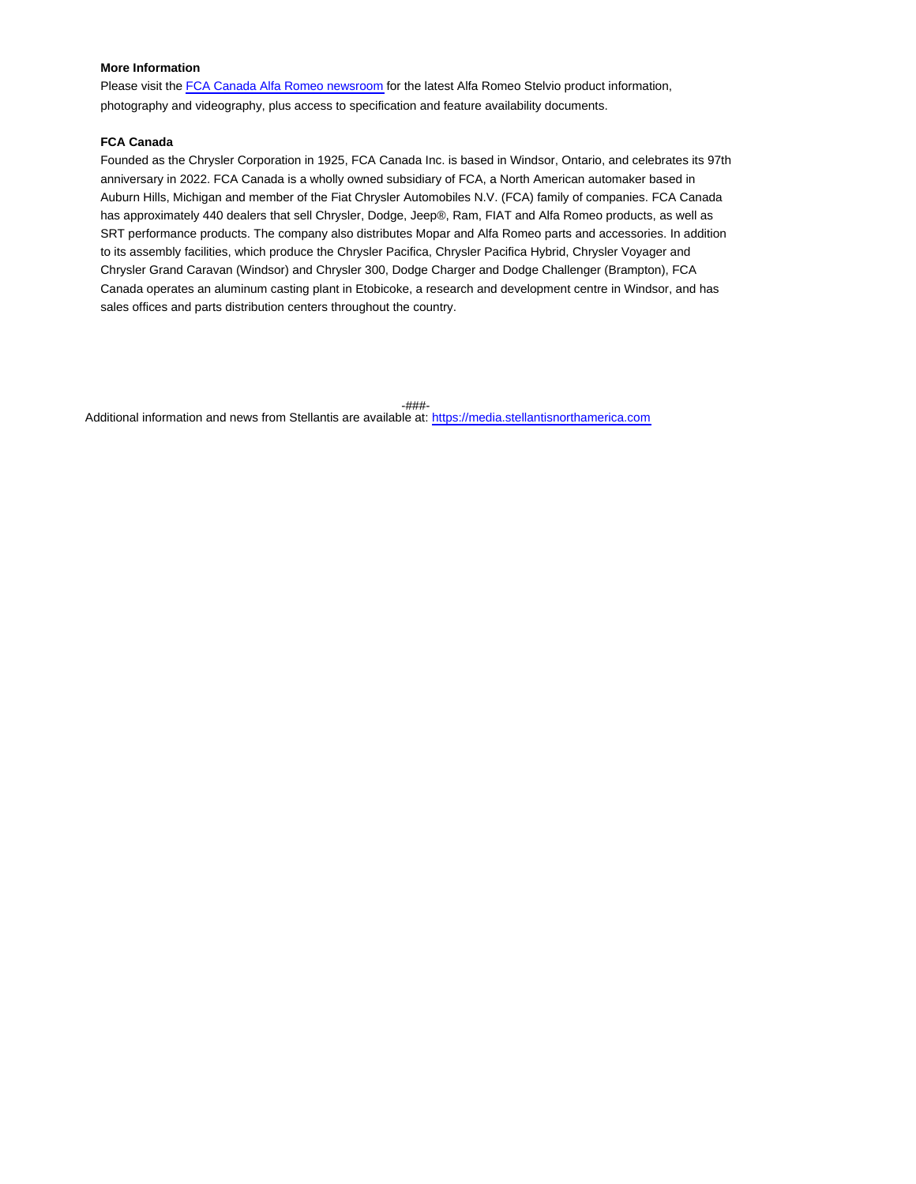**More Information**

Please visit the [FCA Canada Alfa Romeo newsroom] for the latest Alfa Romeo Stelvio product information, photography and videography, plus access to specification and feature availability documents.

**FCA Canada**

Founded as the Chrysler Corporation in 1925, FCA Canada Inc. is based in Windsor, Ontario, and celebrates its 97th anniversary in 2022. FCA Canada is a wholly owned subsidiary of FCA, a North American automaker based in Auburn Hills, Michigan and member of the Fiat Chrysler Automobiles N.V. (FCA) family of companies. FCA Canada has approximately 440 dealers that sell Chrysler, Dodge, Jeep®, Ram, FIAT and Alfa Romeo products, as well as SRT performance products. The company also distributes Mopar and Alfa Romeo parts and accessories. In addition to its assembly facilities, which produce the Chrysler Pacifica, Chrysler Pacifica Hybrid, Chrysler Voyager and Chrysler Grand Caravan (Windsor) and Chrysler 300, Dodge Charger and Dodge Challenger (Brampton), FCA Canada operates an aluminum casting plant in Etobicoke, a research and development centre in Windsor, and has sales offices and parts distribution centers throughout the country.

-###-

Additional information and news from Stellantis are available at: https://media.stellantisnorthamerica.com